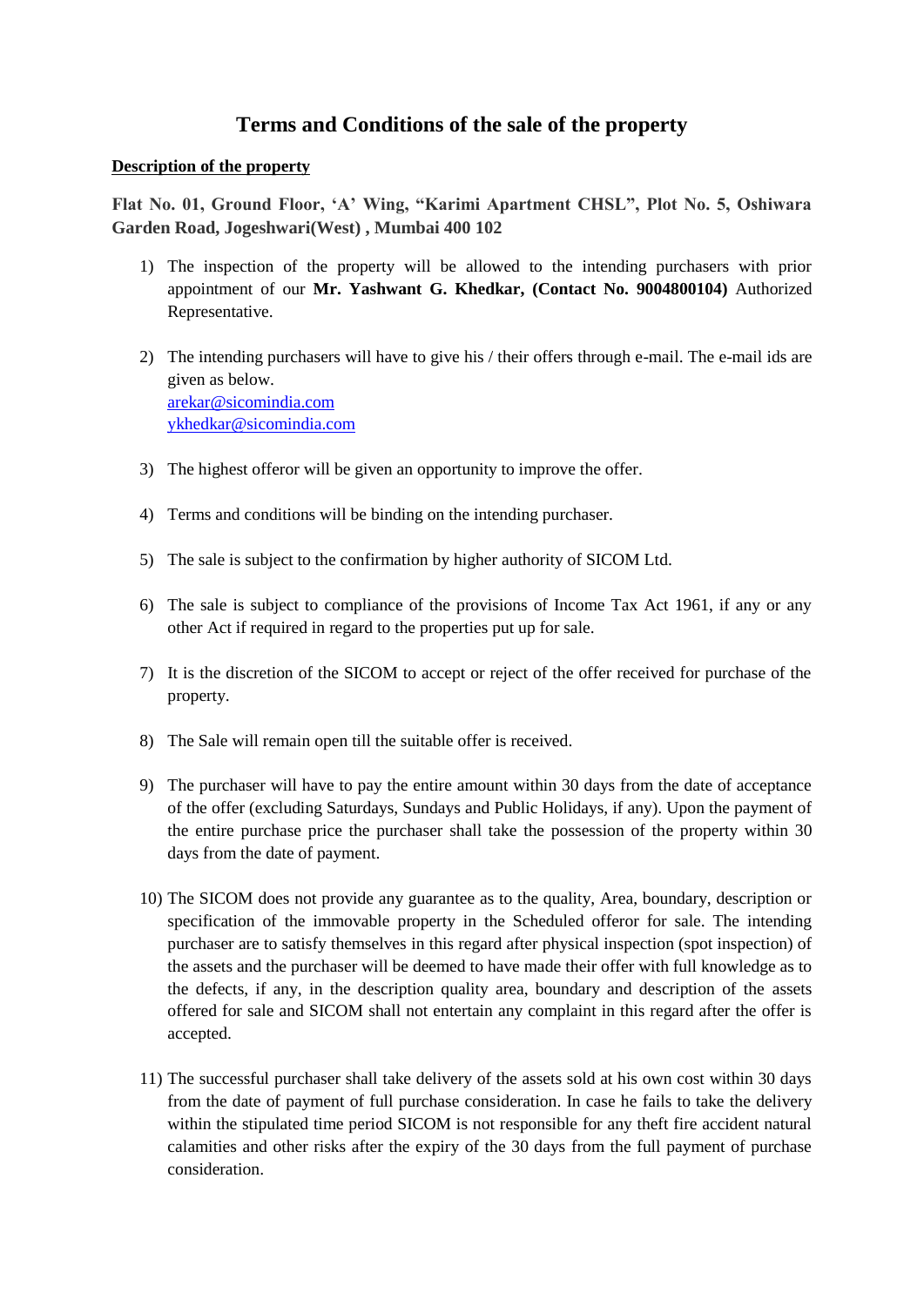# Terms and Conditions of the sale of the property

**Description of the property**

**Flat No. 01, Ground Floor, 'A' Wing, "Karimi Apartment CHSL", Plot No. 5, Oshiwara Garden Road, Jogeshwari(West) , Mumbai 400 102**

1) The inspection of the property will be allowed to the intending purchasers with prior appointment of our **Mr. Yashwant G. Khedkar, (Contact No. 9004800104)** Authorized Representative.

2) The intending purchasers will have to give his / their offers through e-mail. The e-mail ids are given as below.
   arekar@sicomindia.com
   ykhedkar@sicomindia.com

3) The highest offeror will be given an opportunity to improve the offer.

4) Terms and conditions will be binding on the intending purchaser.

5) The sale is subject to the confirmation by higher authority of SICOM Ltd.

6) The sale is subject to compliance of the provisions of Income Tax Act 1961, if any or any other Act if required in regard to the properties put up for sale.

7) It is the discretion of the SICOM to accept or reject of the offer received for purchase of the property.

8) The Sale will remain open till the suitable offer is received.

9) The purchaser will have to pay the entire amount within 30 days from the date of acceptance of the offer (excluding Saturdays, Sundays and Public Holidays, if any). Upon the payment of the entire purchase price the purchaser shall take the possession of the property within 30 days from the date of payment.

10) The SICOM does not provide any guarantee as to the quality, Area, boundary, description or specification of the immovable property in the Scheduled offeror for sale. The intending purchaser are to satisfy themselves in this regard after physical inspection (spot inspection) of the assets and the purchaser will be deemed to have made their offer with full knowledge as to the defects, if any, in the description quality area, boundary and description of the assets offered for sale and SICOM shall not entertain any complaint in this regard after the offer is accepted.

11) The successful purchaser shall take delivery of the assets sold at his own cost within 30 days from the date of payment of full purchase consideration. In case he fails to take the delivery within the stipulated time period SICOM is not responsible for any theft fire accident natural calamities and other risks after the expiry of the 30 days from the full payment of purchase consideration.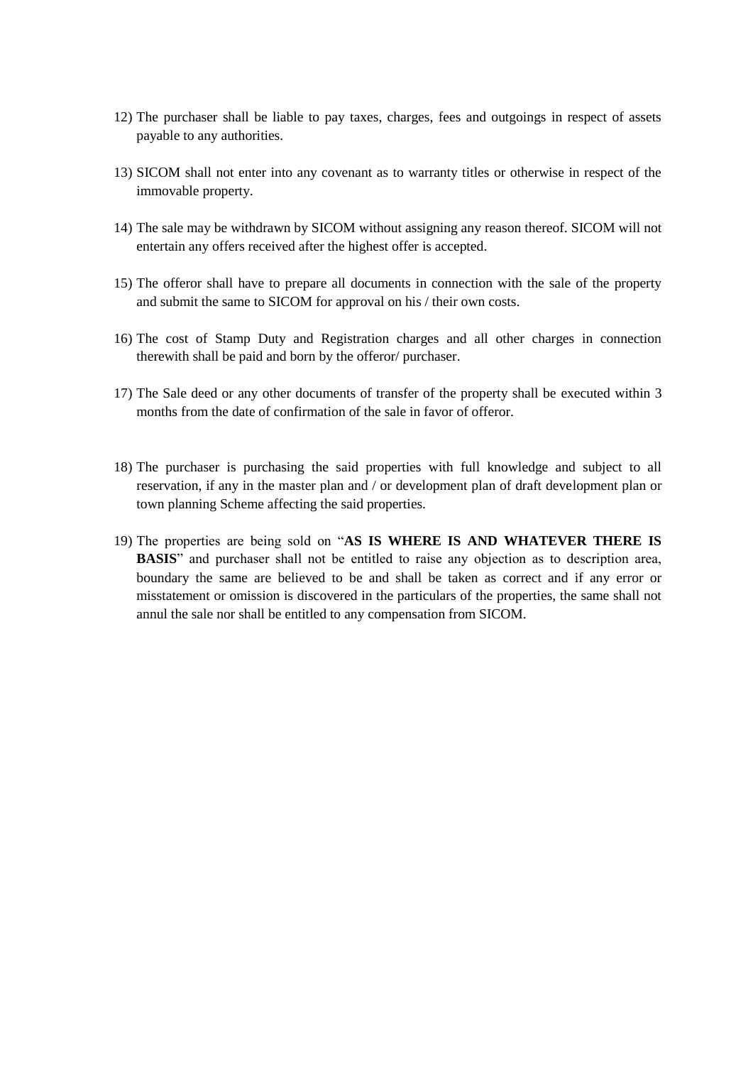12) The purchaser shall be liable to pay taxes, charges, fees and outgoings in respect of assets payable to any authorities.

13) SICOM shall not enter into any covenant as to warranty titles or otherwise in respect of the immovable property.

14) The sale may be withdrawn by SICOM without assigning any reason thereof. SICOM will not entertain any offers received after the highest offer is accepted.

15) The offeror shall have to prepare all documents in connection with the sale of the property and submit the same to SICOM for approval on his / their own costs.

16) The cost of Stamp Duty and Registration charges and all other charges in connection therewith shall be paid and born by the offeror/ purchaser.

17) The Sale deed or any other documents of transfer of the property shall be executed within 3 months from the date of confirmation of the sale in favor of offeror.

18) The purchaser is purchasing the said properties with full knowledge and subject to all reservation, if any in the master plan and / or development plan of draft development plan or town planning Scheme affecting the said properties.

19) The properties are being sold on "**AS IS WHERE IS AND WHATEVER THERE IS BASIS**" and purchaser shall not be entitled to raise any objection as to description area, boundary the same are believed to be and shall be taken as correct and if any error or misstatement or omission is discovered in the particulars of the properties, the same shall not annul the sale nor shall be entitled to any compensation from SICOM.